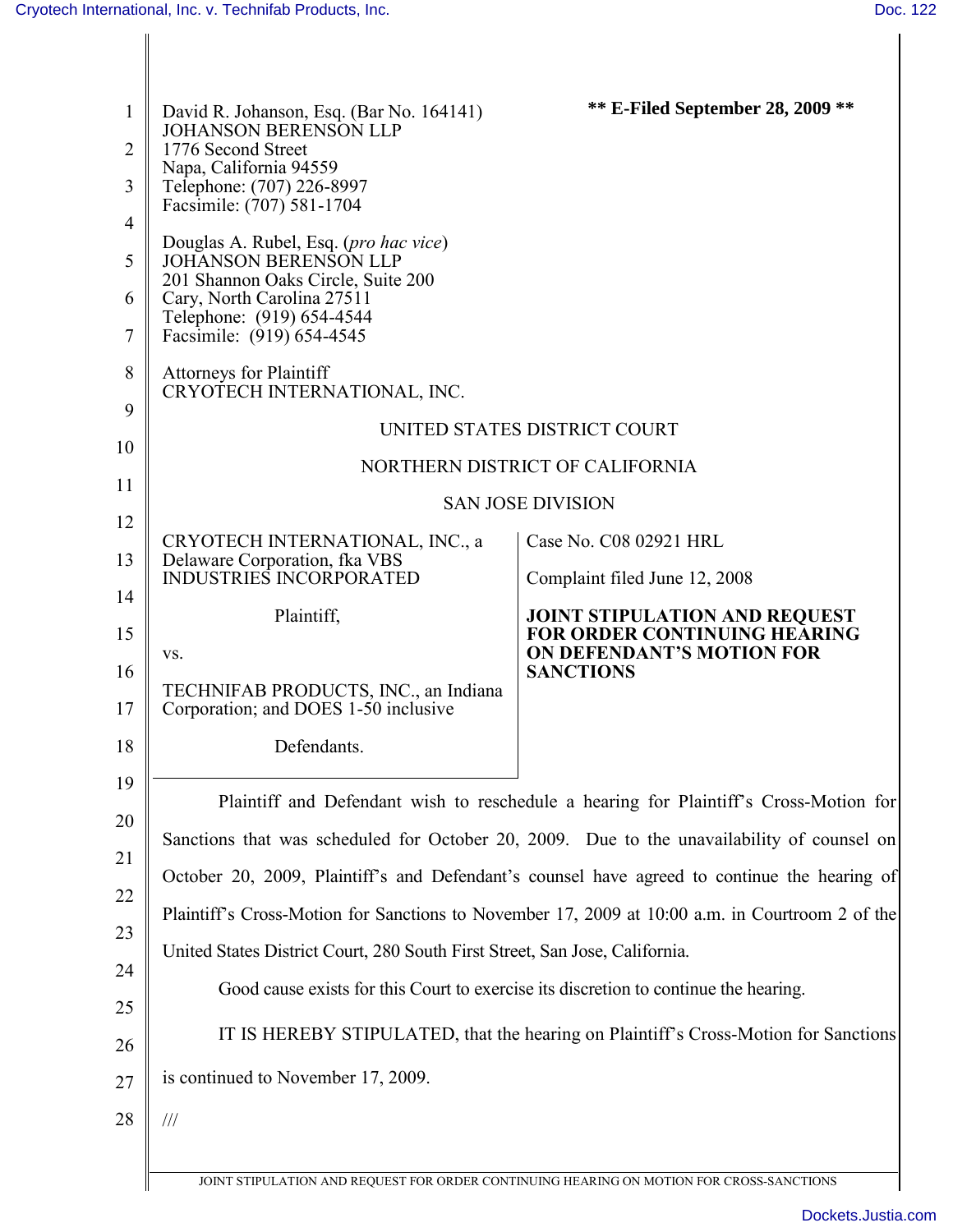David R. Johanson, Esq. (Bar No. 164141)
JOHANSON BERENSON LLP
1776 Second Street
Napa, California 94559
Telephone: (707) 226-8997
Facsimile: (707) 581-1704

**\*\* E-Filed September 28, 2009 \*\***

Douglas A. Rubel, Esq. (*pro hac vice*)
JOHANSON BERENSON LLP
201 Shannon Oaks Circle, Suite 200
Cary, North Carolina 27511
Telephone: (919) 654-4544
Facsimile: (919) 654-4545

Attorneys for Plaintiff
CRYOTECH INTERNATIONAL, INC.

UNITED STATES DISTRICT COURT

NORTHERN DISTRICT OF CALIFORNIA

SAN JOSE DIVISION

CRYOTECH INTERNATIONAL, INC., a Delaware Corporation, fka VBS INDUSTRIES INCORPORATED

Plaintiff,

vs.

TECHNIFAB PRODUCTS, INC., an Indiana Corporation; and DOES 1-50 inclusive

Defendants.

Case No. C08 02921 HRL

Complaint filed June 12, 2008

**JOINT STIPULATION AND REQUEST FOR ORDER CONTINUING HEARING ON DEFENDANT'S MOTION FOR SANCTIONS**

Plaintiff and Defendant wish to reschedule a hearing for Plaintiff's Cross-Motion for Sanctions that was scheduled for October 20, 2009. Due to the unavailability of counsel on October 20, 2009, Plaintiff's and Defendant's counsel have agreed to continue the hearing of Plaintiff's Cross-Motion for Sanctions to November 17, 2009 at 10:00 a.m. in Courtroom 2 of the United States District Court, 280 South First Street, San Jose, California.

Good cause exists for this Court to exercise its discretion to continue the hearing.

IT IS HEREBY STIPULATED, that the hearing on Plaintiff's Cross-Motion for Sanctions is continued to November 17, 2009.

///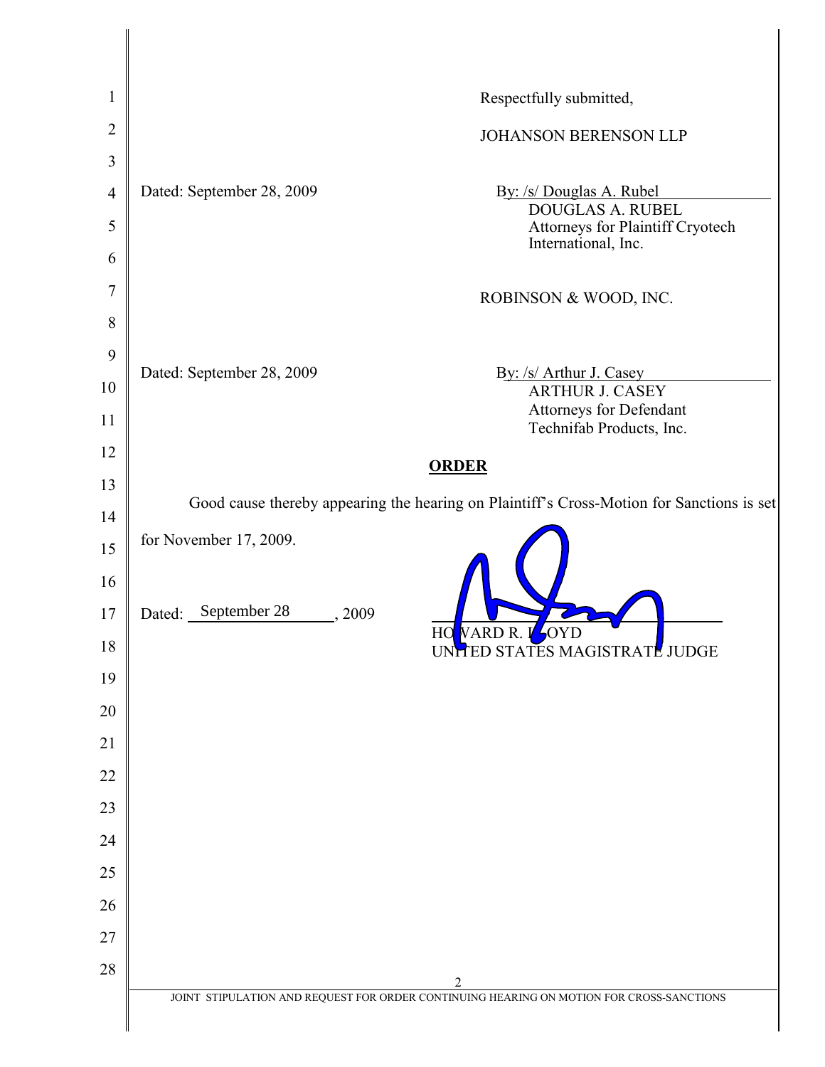Respectfully submitted,

JOHANSON BERENSON LLP

Dated: September 28, 2009

By: /s/ Douglas A. Rubel
DOUGLAS A. RUBEL
Attorneys for Plaintiff Cryotech International, Inc.

ROBINSON & WOOD, INC.

Dated: September 28, 2009

By: /s/ Arthur J. Casey
ARTHUR J. CASEY
Attorneys for Defendant Technifab Products, Inc.

**ORDER**

Good cause thereby appearing the hearing on Plaintiff's Cross-Motion for Sanctions is set for November 17, 2009.

Dated: September 28, 2009

HOWARD R. LLOYD
UNITED STATES MAGISTRATE JUDGE

JOINT STIPULATION AND REQUEST FOR ORDER CONTINUING HEARING ON MOTION FOR CROSS-SANCTIONS